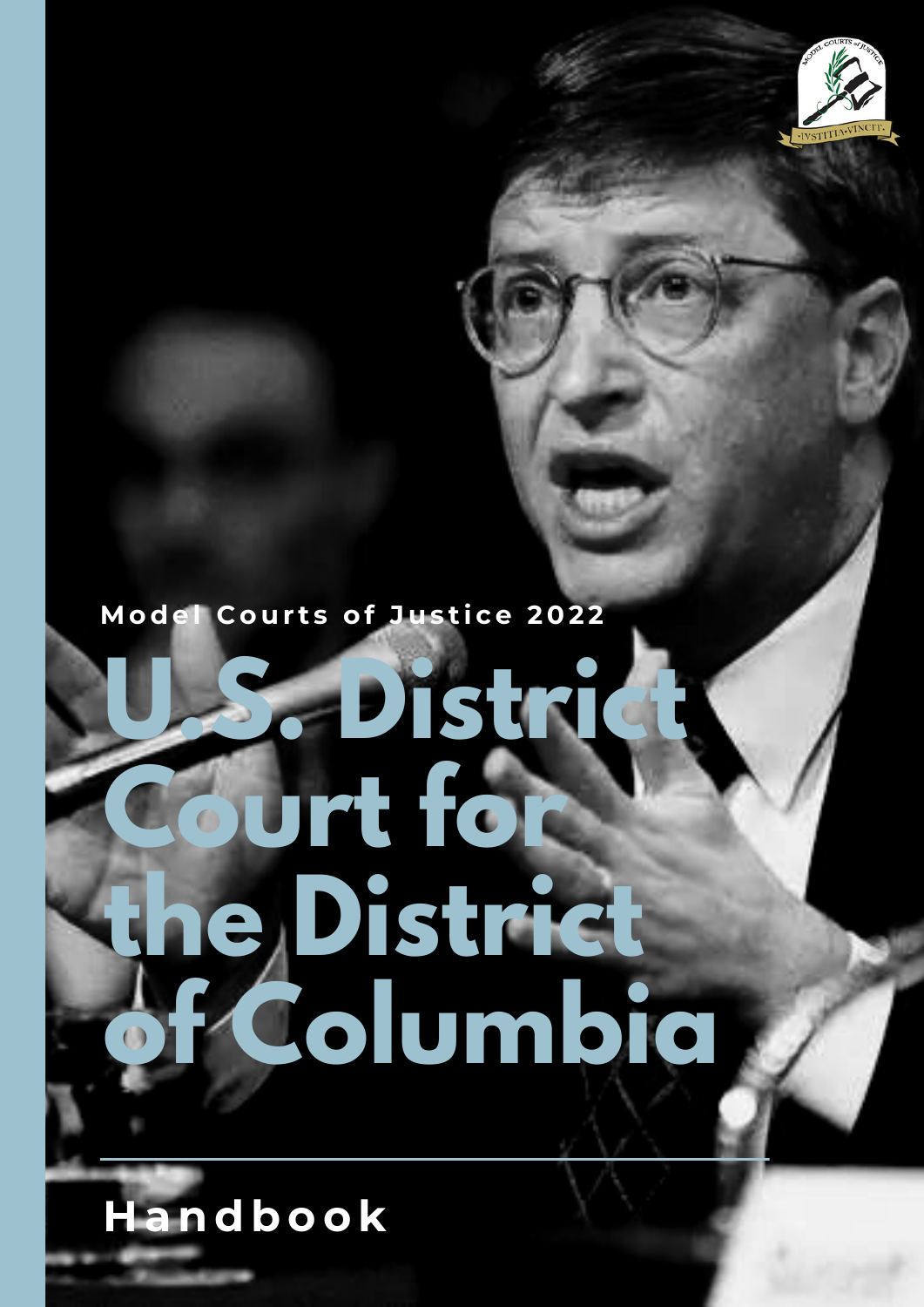Model Courts of Justice 2022

# U.S. District Court for the District of Columbia

## Handbook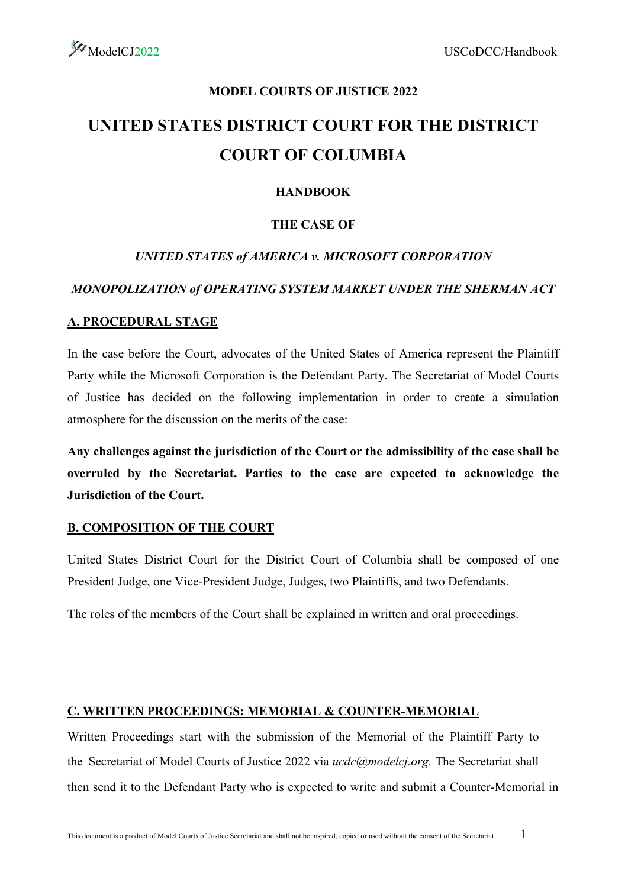**MODEL COURTS OF JUSTICE 2022**

# UNITED STATES DISTRICT COURT FOR THE DISTRICT COURT OF COLUMBIA

**HANDBOOK**

**THE CASE OF**

***UNITED STATES of AMERICA v. MICROSOFT CORPORATION***

***MONOPOLIZATION of OPERATING SYSTEM MARKET UNDER THE SHERMAN ACT***

## A. PROCEDURAL STAGE

In the case before the Court, advocates of the United States of America represent the Plaintiff Party while the Microsoft Corporation is the Defendant Party. The Secretariat of Model Courts of Justice has decided on the following implementation in order to create a simulation atmosphere for the discussion on the merits of the case:

**Any challenges against the jurisdiction of the Court or the admissibility of the case shall be overruled by the Secretariat. Parties to the case are expected to acknowledge the Jurisdiction of the Court.**

## B. COMPOSITION OF THE COURT

United States District Court for the District Court of Columbia shall be composed of one President Judge, one Vice-President Judge, Judges, two Plaintiffs, and two Defendants.

The roles of the members of the Court shall be explained in written and oral proceedings.

## C. WRITTEN PROCEEDINGS: MEMORIAL & COUNTER-MEMORIAL

Written Proceedings start with the submission of the Memorial of the Plaintiff Party to the Secretariat of Model Courts of Justice 2022 via *ucdc@modelcj.org*. The Secretariat shall then send it to the Defendant Party who is expected to write and submit a Counter-Memorial in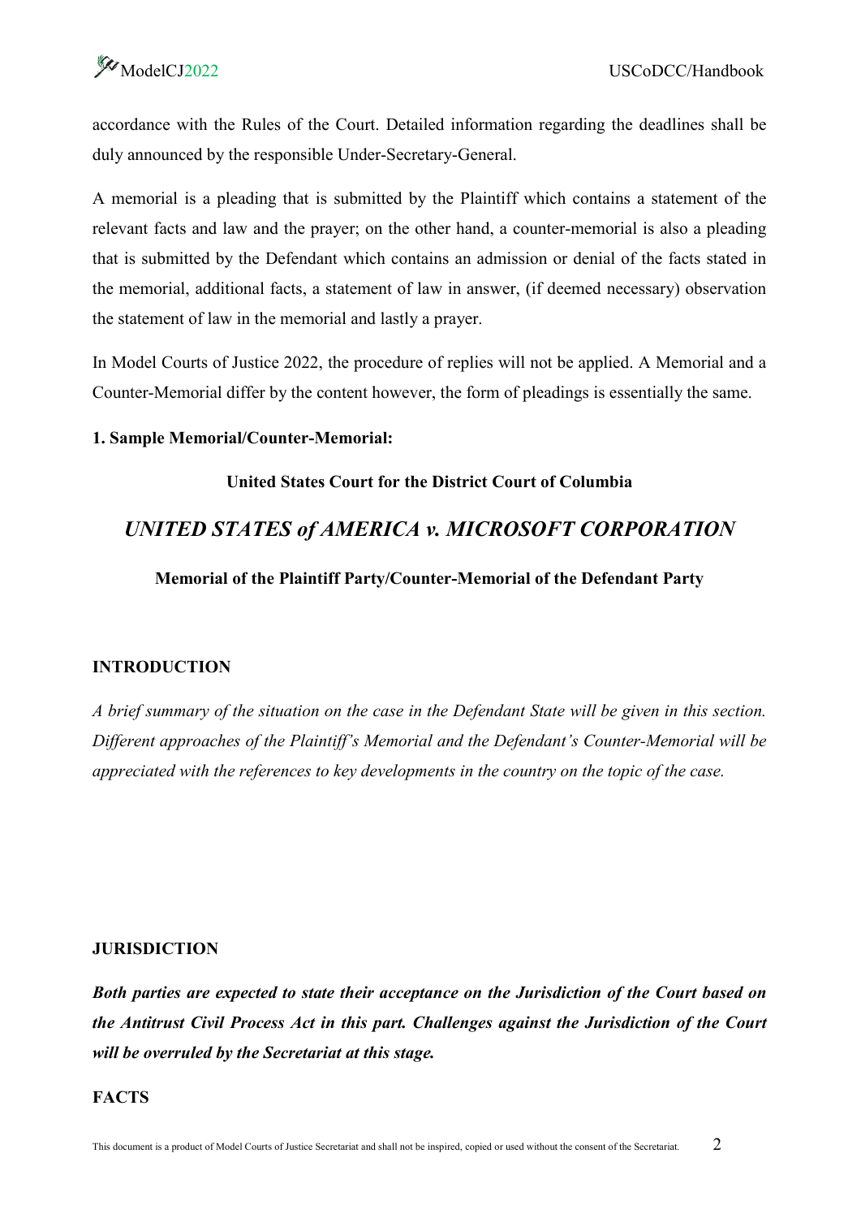accordance with the Rules of the Court. Detailed information regarding the deadlines shall be duly announced by the responsible Under-Secretary-General.

A memorial is a pleading that is submitted by the Plaintiff which contains a statement of the relevant facts and law and the prayer; on the other hand, a counter-memorial is also a pleading that is submitted by the Defendant which contains an admission or denial of the facts stated in the memorial, additional facts, a statement of law in answer, (if deemed necessary) observation the statement of law in the memorial and lastly a prayer.

In Model Courts of Justice 2022, the procedure of replies will not be applied. A Memorial and a Counter-Memorial differ by the content however, the form of pleadings is essentially the same.

**1. Sample Memorial/Counter-Memorial:**

**United States Court for the District Court of Columbia**

## *UNITED STATES of AMERICA v. MICROSOFT CORPORATION*

**Memorial of the Plaintiff Party/Counter-Memorial of the Defendant Party**

**INTRODUCTION**

*A brief summary of the situation on the case in the Defendant State will be given in this section. Different approaches of the Plaintiff's Memorial and the Defendant's Counter-Memorial will be appreciated with the references to key developments in the country on the topic of the case.*

**JURISDICTION**

***Both parties are expected to state their acceptance on the Jurisdiction of the Court based on the Antitrust Civil Process Act in this part. Challenges against the Jurisdiction of the Court will be overruled by the Secretariat at this stage.***

**FACTS**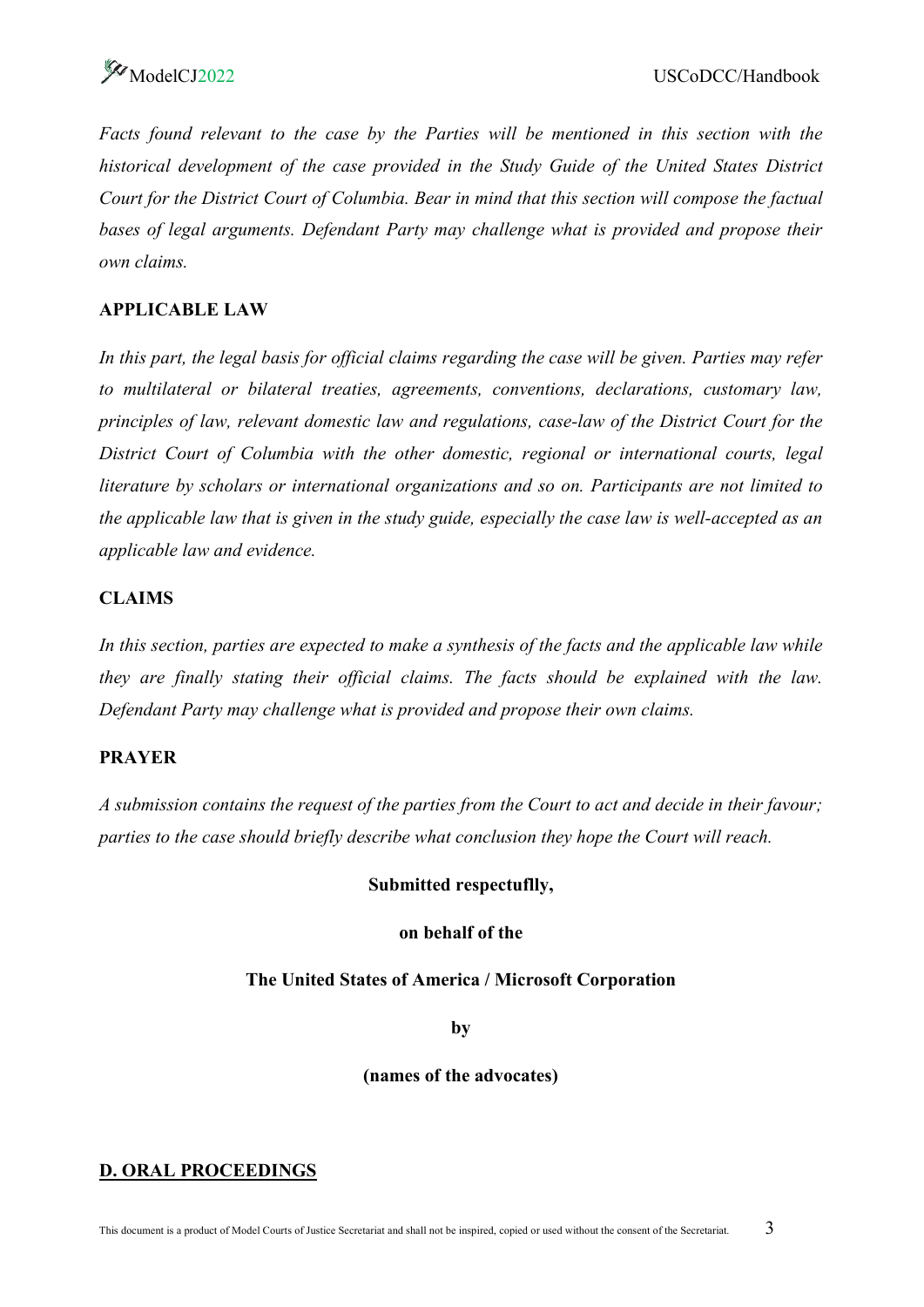*Facts found relevant to the case by the Parties will be mentioned in this section with the historical development of the case provided in the Study Guide of the United States District Court for the District Court of Columbia. Bear in mind that this section will compose the factual bases of legal arguments. Defendant Party may challenge what is provided and propose their own claims.*

**APPLICABLE LAW**

*In this part, the legal basis for official claims regarding the case will be given. Parties may refer to multilateral or bilateral treaties, agreements, conventions, declarations, customary law, principles of law, relevant domestic law and regulations, case-law of the District Court for the District Court of Columbia with the other domestic, regional or international courts, legal literature by scholars or international organizations and so on. Participants are not limited to the applicable law that is given in the study guide, especially the case law is well-accepted as an applicable law and evidence.*

**CLAIMS**

*In this section, parties are expected to make a synthesis of the facts and the applicable law while they are finally stating their official claims. The facts should be explained with the law. Defendant Party may challenge what is provided and propose their own claims.*

**PRAYER**

*A submission contains the request of the parties from the Court to act and decide in their favour; parties to the case should briefly describe what conclusion they hope the Court will reach.*

**Submitted respectuflly,**

**on behalf of the**

**The United States of America / Microsoft Corporation**

**by**

**(names of the advocates)**

## D. ORAL PROCEEDINGS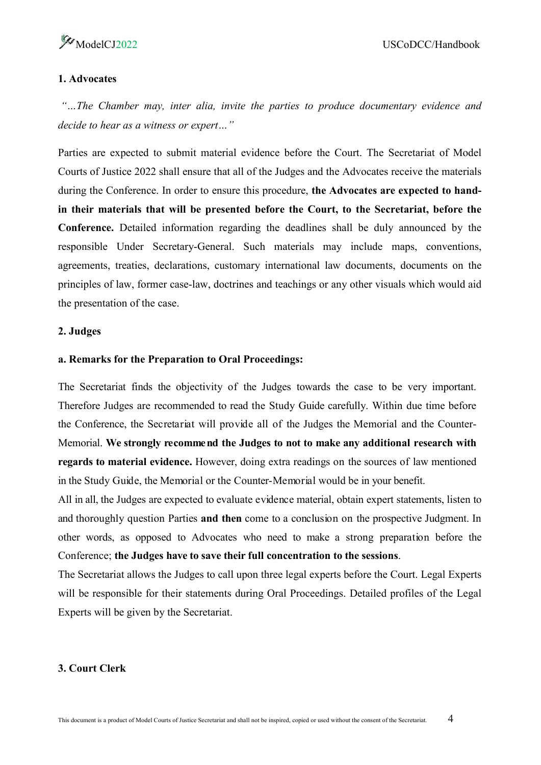### 1. Advocates

*"…The Chamber may, inter alia, invite the parties to produce documentary evidence and decide to hear as a witness or expert…"*

Parties are expected to submit material evidence before the Court. The Secretariat of Model Courts of Justice 2022 shall ensure that all of the Judges and the Advocates receive the materials during the Conference. In order to ensure this procedure, **the Advocates are expected to hand-in their materials that will be presented before the Court, to the Secretariat, before the Conference.** Detailed information regarding the deadlines shall be duly announced by the responsible Under Secretary-General. Such materials may include maps, conventions, agreements, treaties, declarations, customary international law documents, documents on the principles of law, former case-law, doctrines and teachings or any other visuals which would aid the presentation of the case.

### 2. Judges

#### a. Remarks for the Preparation to Oral Proceedings:

The Secretariat finds the objectivity of the Judges towards the case to be very important. Therefore Judges are recommended to read the Study Guide carefully. Within due time before the Conference, the Secretariat will provide all of the Judges the Memorial and the Counter-Memorial. **We strongly recommend the Judges to not to make any additional research with regards to material evidence.** However, doing extra readings on the sources of law mentioned in the Study Guide, the Memorial or the Counter-Memorial would be in your benefit.

All in all, the Judges are expected to evaluate evidence material, obtain expert statements, listen to and thoroughly question Parties **and then** come to a conclusion on the prospective Judgment. In other words, as opposed to Advocates who need to make a strong preparation before the Conference; **the Judges have to save their full concentration to the sessions**.

The Secretariat allows the Judges to call upon three legal experts before the Court. Legal Experts will be responsible for their statements during Oral Proceedings. Detailed profiles of the Legal Experts will be given by the Secretariat.

### 3. Court Clerk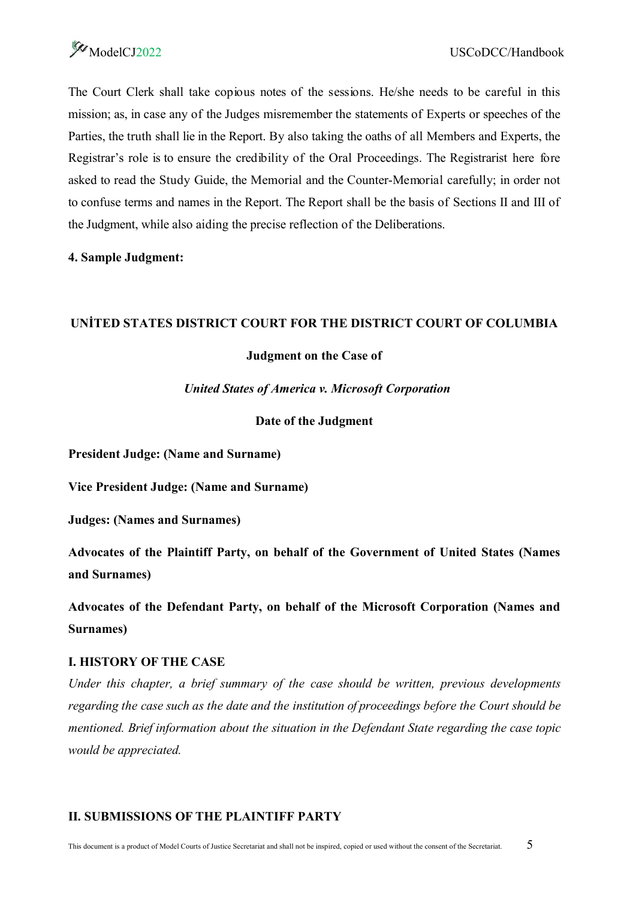The Court Clerk shall take copious notes of the sessions. He/she needs to be careful in this mission; as, in case any of the Judges misremember the statements of Experts or speeches of the Parties, the truth shall lie in the Report. By also taking the oaths of all Members and Experts, the Registrar's role is to ensure the credibility of the Oral Proceedings. The Registrarist here fore asked to read the Study Guide, the Memorial and the Counter-Memorial carefully; in order not to confuse terms and names in the Report. The Report shall be the basis of Sections II and III of the Judgment, while also aiding the precise reflection of the Deliberations.

**4. Sample Judgment:**

**UNİTED STATES DISTRICT COURT FOR THE DISTRICT COURT OF COLUMBIA**

**Judgment on the Case of**

***United States of America v. Microsoft Corporation***

**Date of the Judgment**

**President Judge: (Name and Surname)**

**Vice President Judge: (Name and Surname)**

**Judges: (Names and Surnames)**

**Advocates of the Plaintiff Party, on behalf of the Government of United States (Names and Surnames)**

**Advocates of the Defendant Party, on behalf of the Microsoft Corporation (Names and Surnames)**

**I. HISTORY OF THE CASE**

*Under this chapter, a brief summary of the case should be written, previous developments regarding the case such as the date and the institution of proceedings before the Court should be mentioned. Brief information about the situation in the Defendant State regarding the case topic would be appreciated.*

**II. SUBMISSIONS OF THE PLAINTIFF PARTY**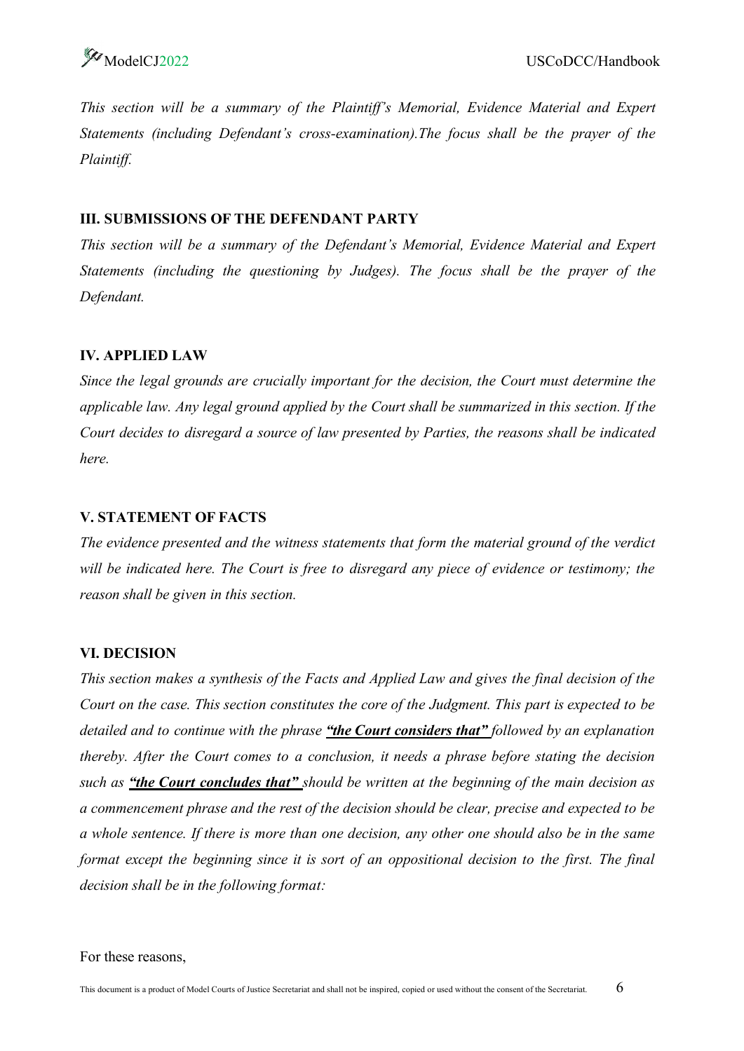*This section will be a summary of the Plaintiff's Memorial, Evidence Material and Expert Statements (including Defendant's cross-examination).The focus shall be the prayer of the Plaintiff.*

### III. SUBMISSIONS OF THE DEFENDANT PARTY

*This section will be a summary of the Defendant's Memorial, Evidence Material and Expert Statements (including the questioning by Judges). The focus shall be the prayer of the Defendant.*

### IV. APPLIED LAW

*Since the legal grounds are crucially important for the decision, the Court must determine the applicable law. Any legal ground applied by the Court shall be summarized in this section. If the Court decides to disregard a source of law presented by Parties, the reasons shall be indicated here.*

### V. STATEMENT OF FACTS

*The evidence presented and the witness statements that form the material ground of the verdict will be indicated here. The Court is free to disregard any piece of evidence or testimony; the reason shall be given in this section.*

### VI. DECISION

*This section makes a synthesis of the Facts and Applied Law and gives the final decision of the Court on the case. This section constitutes the core of the Judgment. This part is expected to be detailed and to continue with the phrase* ***<u>"the Court considers that"</u>*** *followed by an explanation thereby. After the Court comes to a conclusion, it needs a phrase before stating the decision such as* ***<u>"the Court concludes that"</u>*** *should be written at the beginning of the main decision as a commencement phrase and the rest of the decision should be clear, precise and expected to be a whole sentence. If there is more than one decision, any other one should also be in the same format except the beginning since it is sort of an oppositional decision to the first. The final decision shall be in the following format:*

For these reasons,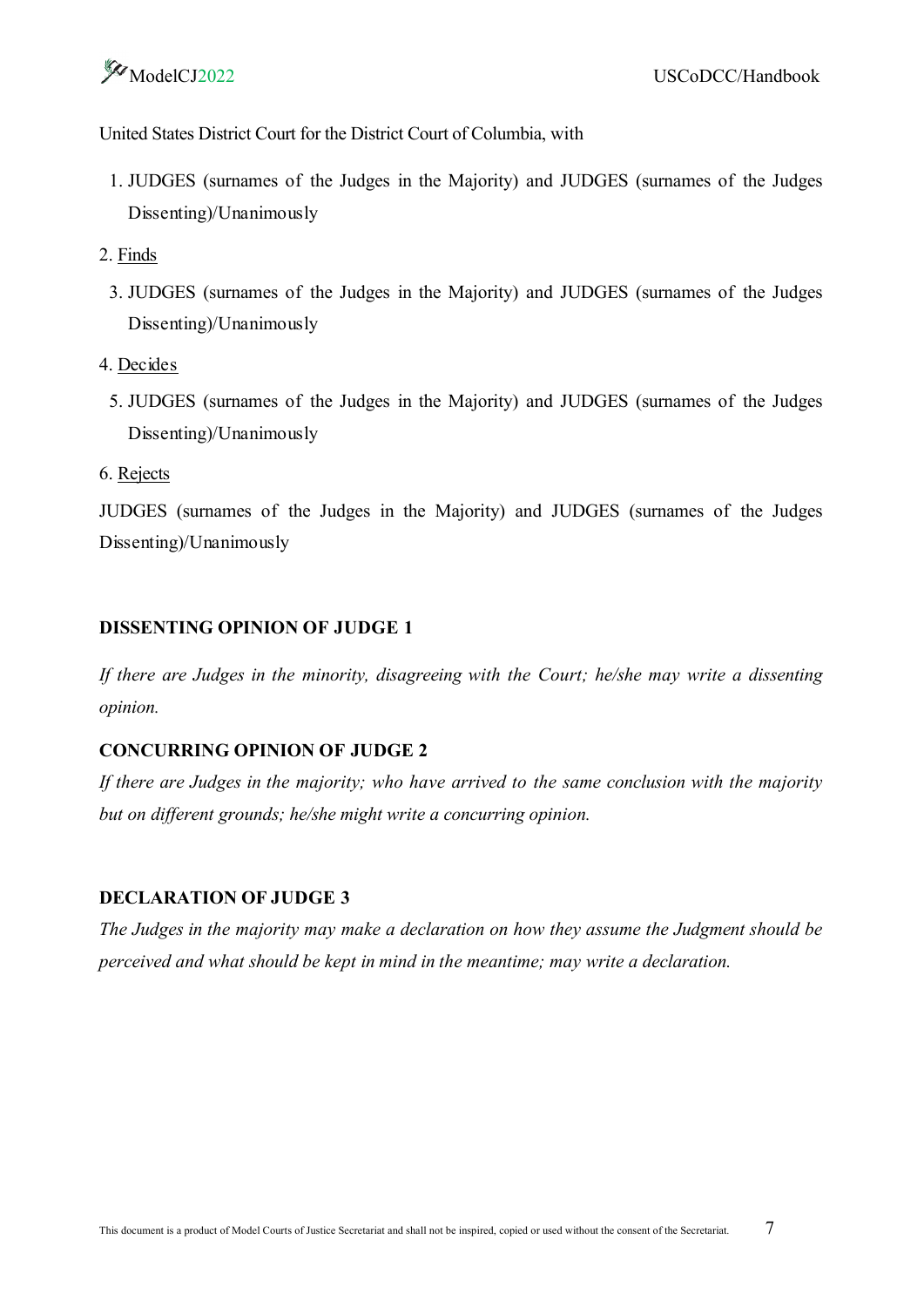United States District Court for the District Court of Columbia, with

1. JUDGES (surnames of the Judges in the Majority) and JUDGES (surnames of the Judges Dissenting)/Unanimously

2. <u>Finds</u>

3. JUDGES (surnames of the Judges in the Majority) and JUDGES (surnames of the Judges Dissenting)/Unanimously

4. <u>Decides</u>

5. JUDGES (surnames of the Judges in the Majority) and JUDGES (surnames of the Judges Dissenting)/Unanimously

6. <u>Rejects</u>

JUDGES (surnames of the Judges in the Majority) and JUDGES (surnames of the Judges Dissenting)/Unanimously

**DISSENTING OPINION OF JUDGE 1**

*If there are Judges in the minority, disagreeing with the Court; he/she may write a dissenting opinion.*

**CONCURRING OPINION OF JUDGE 2**

*If there are Judges in the majority; who have arrived to the same conclusion with the majority but on different grounds; he/she might write a concurring opinion.*

**DECLARATION OF JUDGE 3**

*The Judges in the majority may make a declaration on how they assume the Judgment should be perceived and what should be kept in mind in the meantime; may write a declaration.*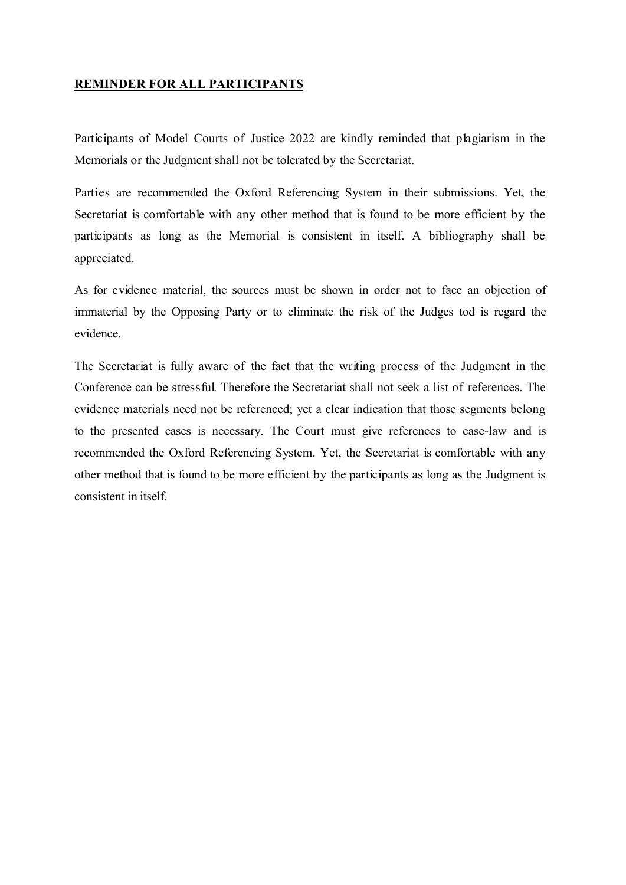**REMINDER FOR ALL PARTICIPANTS**

Participants of Model Courts of Justice 2022 are kindly reminded that plagiarism in the Memorials or the Judgment shall not be tolerated by the Secretariat.

Parties are recommended the Oxford Referencing System in their submissions. Yet, the Secretariat is comfortable with any other method that is found to be more efficient by the participants as long as the Memorial is consistent in itself. A bibliography shall be appreciated.

As for evidence material, the sources must be shown in order not to face an objection of immaterial by the Opposing Party or to eliminate the risk of the Judges tod is regard the evidence.

The Secretariat is fully aware of the fact that the writing process of the Judgment in the Conference can be stressful. Therefore the Secretariat shall not seek a list of references. The evidence materials need not be referenced; yet a clear indication that those segments belong to the presented cases is necessary. The Court must give references to case-law and is recommended the Oxford Referencing System. Yet, the Secretariat is comfortable with any other method that is found to be more efficient by the participants as long as the Judgment is consistent in itself.